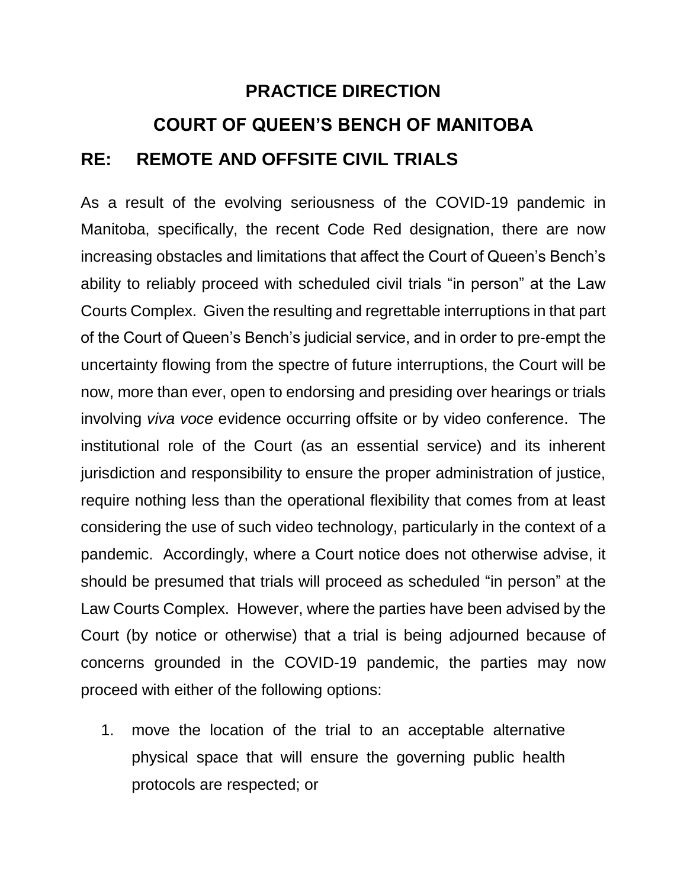# PRACTICE DIRECTION

# COURT OF QUEEN'S BENCH OF MANITOBA

## RE: REMOTE AND OFFSITE CIVIL TRIALS

As a result of the evolving seriousness of the COVID-19 pandemic in Manitoba, specifically, the recent Code Red designation, there are now increasing obstacles and limitations that affect the Court of Queen's Bench's ability to reliably proceed with scheduled civil trials "in person" at the Law Courts Complex. Given the resulting and regrettable interruptions in that part of the Court of Queen's Bench's judicial service, and in order to pre-empt the uncertainty flowing from the spectre of future interruptions, the Court will be now, more than ever, open to endorsing and presiding over hearings or trials involving *viva voce* evidence occurring offsite or by video conference. The institutional role of the Court (as an essential service) and its inherent jurisdiction and responsibility to ensure the proper administration of justice, require nothing less than the operational flexibility that comes from at least considering the use of such video technology, particularly in the context of a pandemic. Accordingly, where a Court notice does not otherwise advise, it should be presumed that trials will proceed as scheduled "in person" at the Law Courts Complex. However, where the parties have been advised by the Court (by notice or otherwise) that a trial is being adjourned because of concerns grounded in the COVID-19 pandemic, the parties may now proceed with either of the following options:

1. move the location of the trial to an acceptable alternative physical space that will ensure the governing public health protocols are respected; or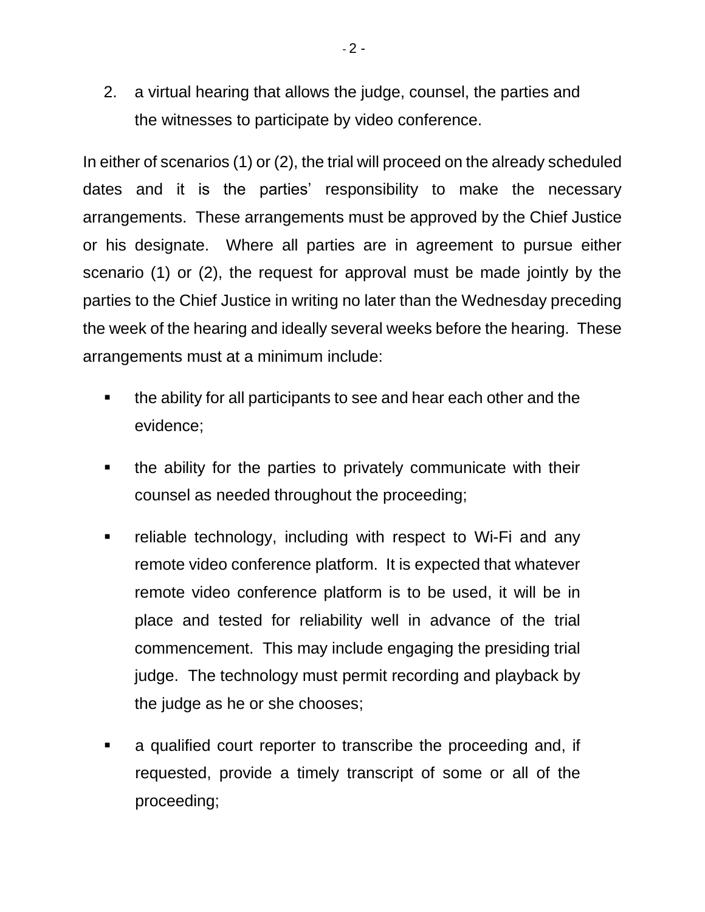2. a virtual hearing that allows the judge, counsel, the parties and the witnesses to participate by video conference.

In either of scenarios (1) or (2), the trial will proceed on the already scheduled dates and it is the parties' responsibility to make the necessary arrangements. These arrangements must be approved by the Chief Justice or his designate. Where all parties are in agreement to pursue either scenario (1) or (2), the request for approval must be made jointly by the parties to the Chief Justice in writing no later than the Wednesday preceding the week of the hearing and ideally several weeks before the hearing. These arrangements must at a minimum include:

- the ability for all participants to see and hear each other and the evidence;
- the ability for the parties to privately communicate with their counsel as needed throughout the proceeding;
- reliable technology, including with respect to Wi-Fi and any remote video conference platform. It is expected that whatever remote video conference platform is to be used, it will be in place and tested for reliability well in advance of the trial commencement. This may include engaging the presiding trial judge. The technology must permit recording and playback by the judge as he or she chooses;
- a qualified court reporter to transcribe the proceeding and, if requested, provide a timely transcript of some or all of the proceeding;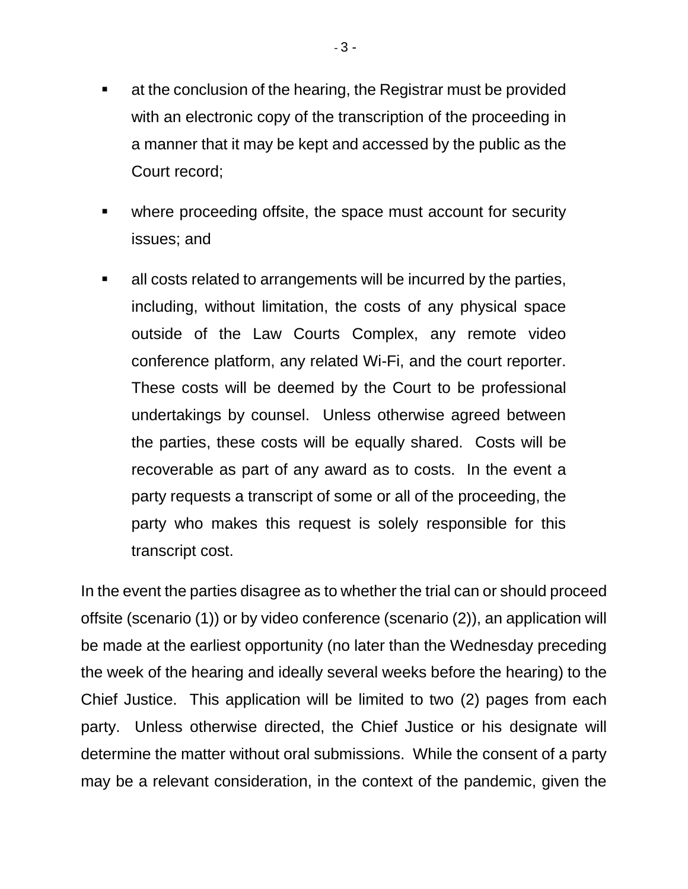- at the conclusion of the hearing, the Registrar must be provided with an electronic copy of the transcription of the proceeding in a manner that it may be kept and accessed by the public as the Court record;

- where proceeding offsite, the space must account for security issues; and

- all costs related to arrangements will be incurred by the parties, including, without limitation, the costs of any physical space outside of the Law Courts Complex, any remote video conference platform, any related Wi-Fi, and the court reporter. These costs will be deemed by the Court to be professional undertakings by counsel. Unless otherwise agreed between the parties, these costs will be equally shared. Costs will be recoverable as part of any award as to costs. In the event a party requests a transcript of some or all of the proceeding, the party who makes this request is solely responsible for this transcript cost.

In the event the parties disagree as to whether the trial can or should proceed offsite (scenario (1)) or by video conference (scenario (2)), an application will be made at the earliest opportunity (no later than the Wednesday preceding the week of the hearing and ideally several weeks before the hearing) to the Chief Justice. This application will be limited to two (2) pages from each party. Unless otherwise directed, the Chief Justice or his designate will determine the matter without oral submissions. While the consent of a party may be a relevant consideration, in the context of the pandemic, given the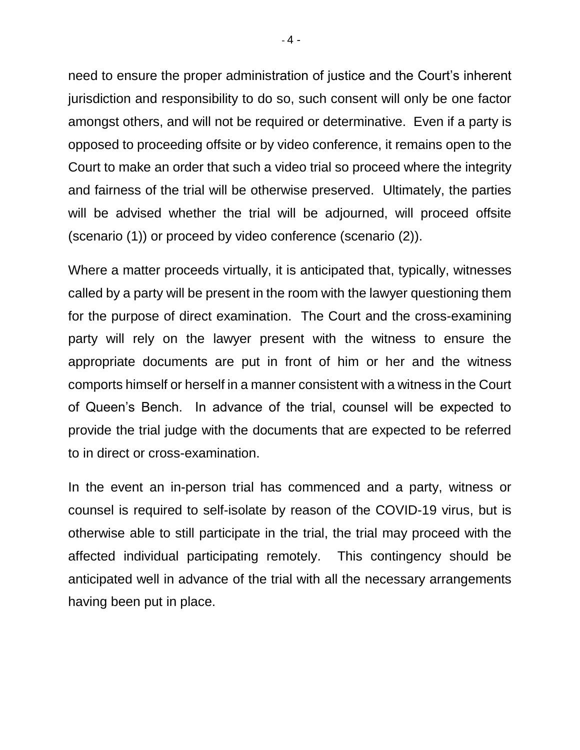need to ensure the proper administration of justice and the Court's inherent jurisdiction and responsibility to do so, such consent will only be one factor amongst others, and will not be required or determinative. Even if a party is opposed to proceeding offsite or by video conference, it remains open to the Court to make an order that such a video trial so proceed where the integrity and fairness of the trial will be otherwise preserved. Ultimately, the parties will be advised whether the trial will be adjourned, will proceed offsite (scenario (1)) or proceed by video conference (scenario (2)).

Where a matter proceeds virtually, it is anticipated that, typically, witnesses called by a party will be present in the room with the lawyer questioning them for the purpose of direct examination. The Court and the cross-examining party will rely on the lawyer present with the witness to ensure the appropriate documents are put in front of him or her and the witness comports himself or herself in a manner consistent with a witness in the Court of Queen's Bench. In advance of the trial, counsel will be expected to provide the trial judge with the documents that are expected to be referred to in direct or cross-examination.

In the event an in-person trial has commenced and a party, witness or counsel is required to self-isolate by reason of the COVID-19 virus, but is otherwise able to still participate in the trial, the trial may proceed with the affected individual participating remotely. This contingency should be anticipated well in advance of the trial with all the necessary arrangements having been put in place.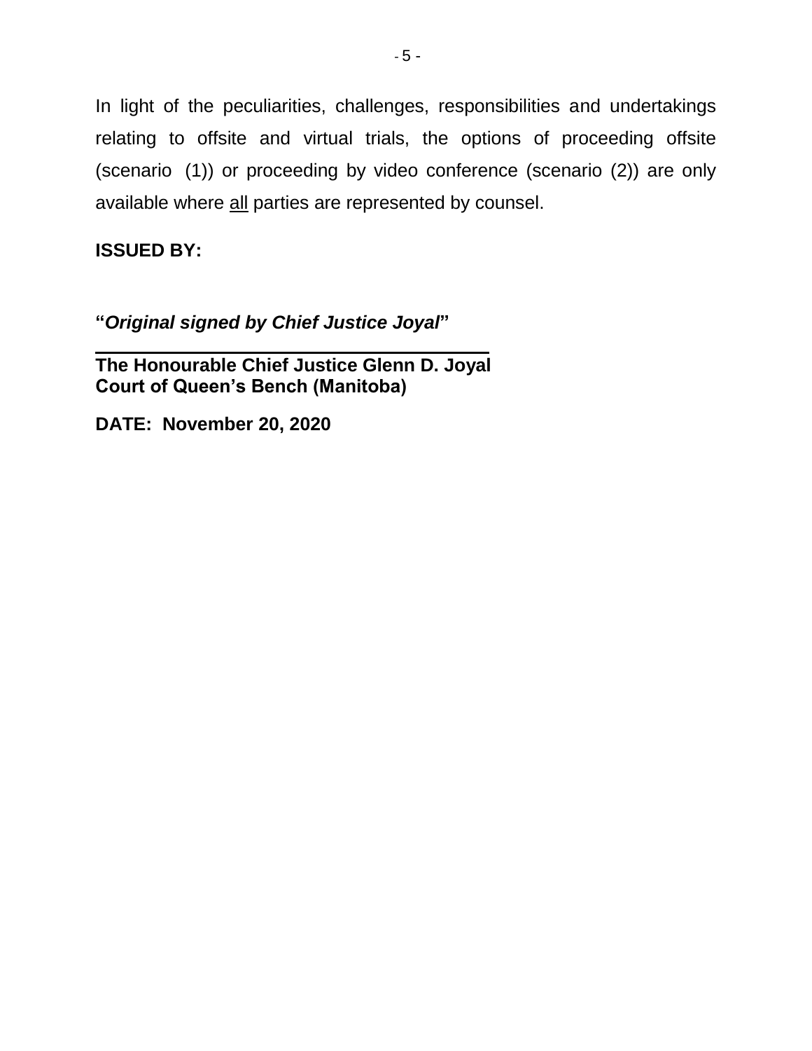In light of the peculiarities, challenges, responsibilities and undertakings relating to offsite and virtual trials, the options of proceeding offsite (scenario (1)) or proceeding by video conference (scenario (2)) are only available where <u>all</u> parties are represented by counsel.

**ISSUED BY:**

**"*Original signed by Chief Justice Joyal*"**

---

**The Honourable Chief Justice Glenn D. Joyal**
**Court of Queen's Bench (Manitoba)**

**DATE: November 20, 2020**